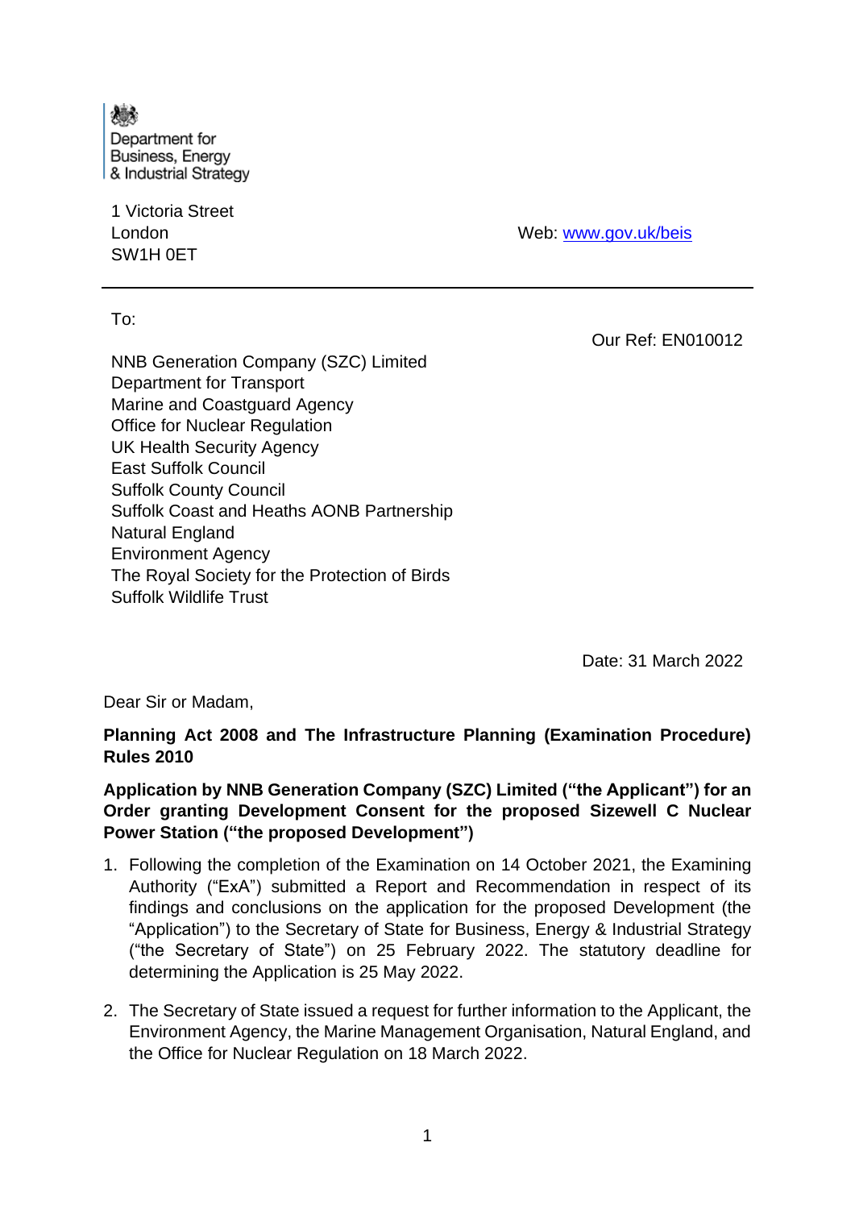Department for
Business, Energy
& Industrial Strategy

1 Victoria Street
London
SW1H 0ET

Web: [www.gov.uk/beis](http://www.gov.uk/beis)

---

To:

Our Ref: EN010012

NNB Generation Company (SZC) Limited
Department for Transport
Marine and Coastguard Agency
Office for Nuclear Regulation
UK Health Security Agency
East Suffolk Council
Suffolk County Council
Suffolk Coast and Heaths AONB Partnership
Natural England
Environment Agency
The Royal Society for the Protection of Birds
Suffolk Wildlife Trust

Date: 31 March 2022

Dear Sir or Madam,

**Planning Act 2008 and The Infrastructure Planning (Examination Procedure) Rules 2010**

**Application by NNB Generation Company (SZC) Limited ("the Applicant") for an Order granting Development Consent for the proposed Sizewell C Nuclear Power Station ("the proposed Development")**

1. Following the completion of the Examination on 14 October 2021, the Examining Authority ("ExA") submitted a Report and Recommendation in respect of its findings and conclusions on the application for the proposed Development (the "Application") to the Secretary of State for Business, Energy & Industrial Strategy ("the Secretary of State") on 25 February 2022. The statutory deadline for determining the Application is 25 May 2022.

2. The Secretary of State issued a request for further information to the Applicant, the Environment Agency, the Marine Management Organisation, Natural England, and the Office for Nuclear Regulation on 18 March 2022.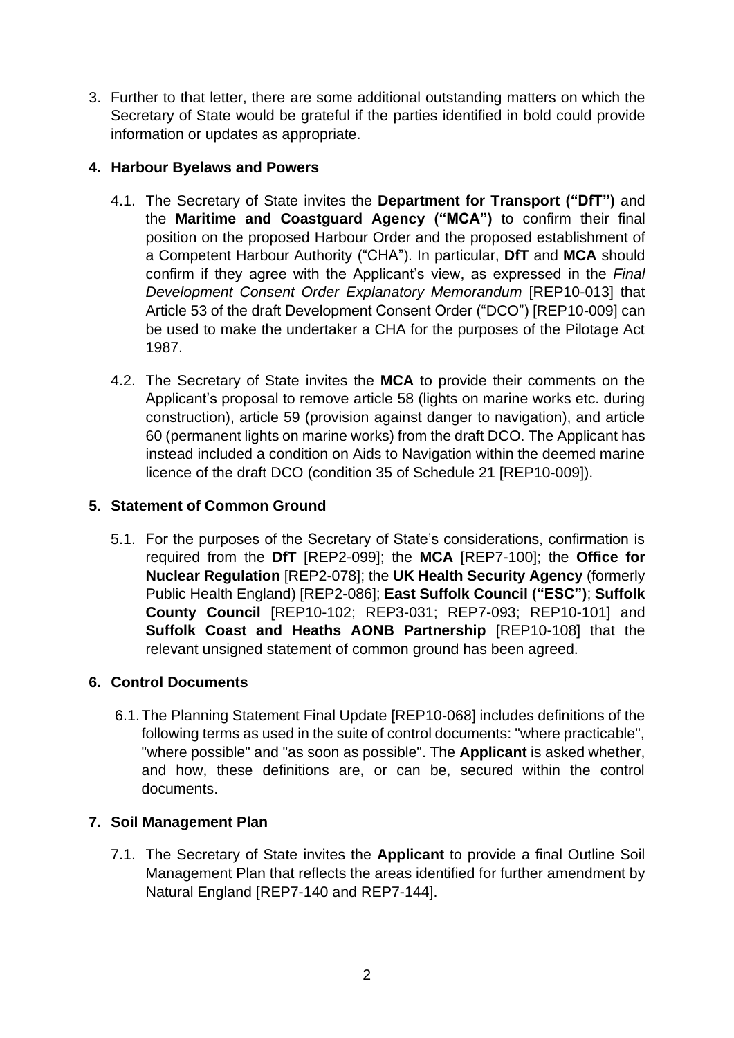3. Further to that letter, there are some additional outstanding matters on which the Secretary of State would be grateful if the parties identified in bold could provide information or updates as appropriate.

## 4. Harbour Byelaws and Powers

4.1. The Secretary of State invites the **Department for Transport ("DfT")** and the **Maritime and Coastguard Agency ("MCA")** to confirm their final position on the proposed Harbour Order and the proposed establishment of a Competent Harbour Authority ("CHA"). In particular, **DfT** and **MCA** should confirm if they agree with the Applicant's view, as expressed in the *Final Development Consent Order Explanatory Memorandum* [REP10-013] that Article 53 of the draft Development Consent Order ("DCO") [REP10-009] can be used to make the undertaker a CHA for the purposes of the Pilotage Act 1987.

4.2. The Secretary of State invites the **MCA** to provide their comments on the Applicant's proposal to remove article 58 (lights on marine works etc. during construction), article 59 (provision against danger to navigation), and article 60 (permanent lights on marine works) from the draft DCO. The Applicant has instead included a condition on Aids to Navigation within the deemed marine licence of the draft DCO (condition 35 of Schedule 21 [REP10-009]).

## 5. Statement of Common Ground

5.1. For the purposes of the Secretary of State's considerations, confirmation is required from the **DfT** [REP2-099]; the **MCA** [REP7-100]; the **Office for Nuclear Regulation** [REP2-078]; the **UK Health Security Agency** (formerly Public Health England) [REP2-086]; **East Suffolk Council ("ESC")**; **Suffolk County Council** [REP10-102; REP3-031; REP7-093; REP10-101] and **Suffolk Coast and Heaths AONB Partnership** [REP10-108] that the relevant unsigned statement of common ground has been agreed.

## 6. Control Documents

6.1. The Planning Statement Final Update [REP10-068] includes definitions of the following terms as used in the suite of control documents: "where practicable", "where possible" and "as soon as possible". The **Applicant** is asked whether, and how, these definitions are, or can be, secured within the control documents.

## 7. Soil Management Plan

7.1. The Secretary of State invites the **Applicant** to provide a final Outline Soil Management Plan that reflects the areas identified for further amendment by Natural England [REP7-140 and REP7-144].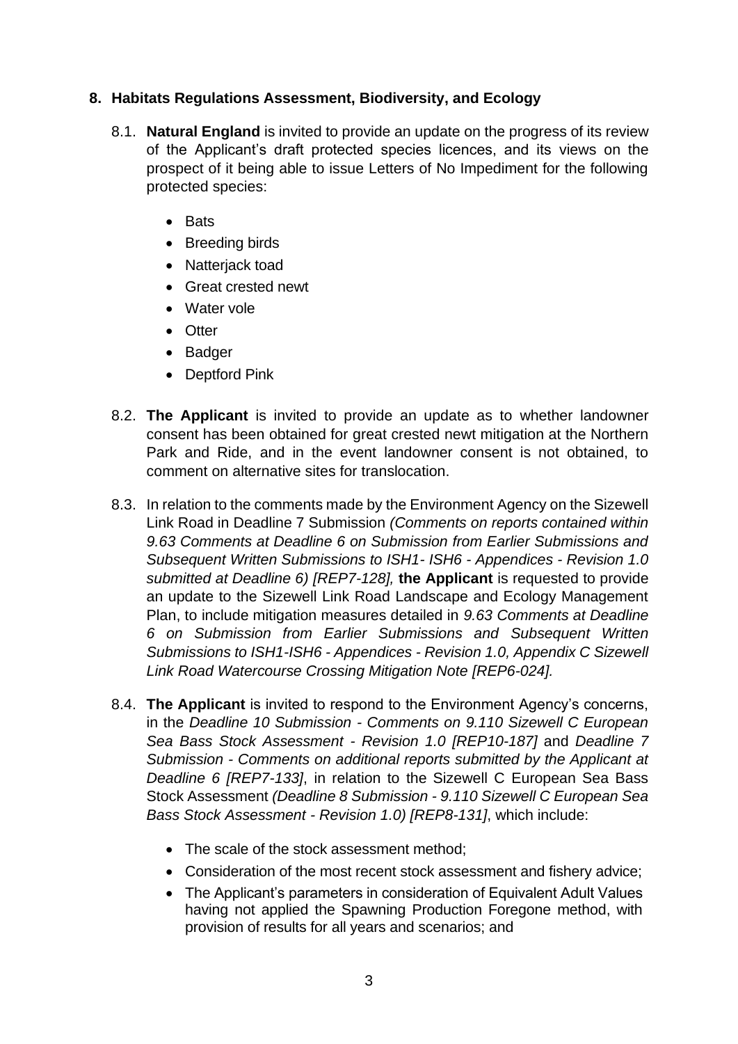## 8. Habitats Regulations Assessment, Biodiversity, and Ecology

8.1. **Natural England** is invited to provide an update on the progress of its review of the Applicant's draft protected species licences, and its views on the prospect of it being able to issue Letters of No Impediment for the following protected species:

- Bats
- Breeding birds
- Natterjack toad
- Great crested newt
- Water vole
- Otter
- Badger
- Deptford Pink

8.2. **The Applicant** is invited to provide an update as to whether landowner consent has been obtained for great crested newt mitigation at the Northern Park and Ride, and in the event landowner consent is not obtained, to comment on alternative sites for translocation.

8.3. In relation to the comments made by the Environment Agency on the Sizewell Link Road in Deadline 7 Submission *(Comments on reports contained within 9.63 Comments at Deadline 6 on Submission from Earlier Submissions and Subsequent Written Submissions to ISH1- ISH6 - Appendices - Revision 1.0 submitted at Deadline 6) [REP7-128],* **the Applicant** is requested to provide an update to the Sizewell Link Road Landscape and Ecology Management Plan, to include mitigation measures detailed in *9.63 Comments at Deadline 6 on Submission from Earlier Submissions and Subsequent Written Submissions to ISH1-ISH6 - Appendices - Revision 1.0, Appendix C Sizewell Link Road Watercourse Crossing Mitigation Note [REP6-024].*

8.4. **The Applicant** is invited to respond to the Environment Agency's concerns, in the *Deadline 10 Submission - Comments on 9.110 Sizewell C European Sea Bass Stock Assessment - Revision 1.0 [REP10-187]* and *Deadline 7 Submission - Comments on additional reports submitted by the Applicant at Deadline 6 [REP7-133]*, in relation to the Sizewell C European Sea Bass Stock Assessment *(Deadline 8 Submission - 9.110 Sizewell C European Sea Bass Stock Assessment - Revision 1.0) [REP8-131]*, which include:

- The scale of the stock assessment method;
- Consideration of the most recent stock assessment and fishery advice;
- The Applicant's parameters in consideration of Equivalent Adult Values having not applied the Spawning Production Foregone method, with provision of results for all years and scenarios; and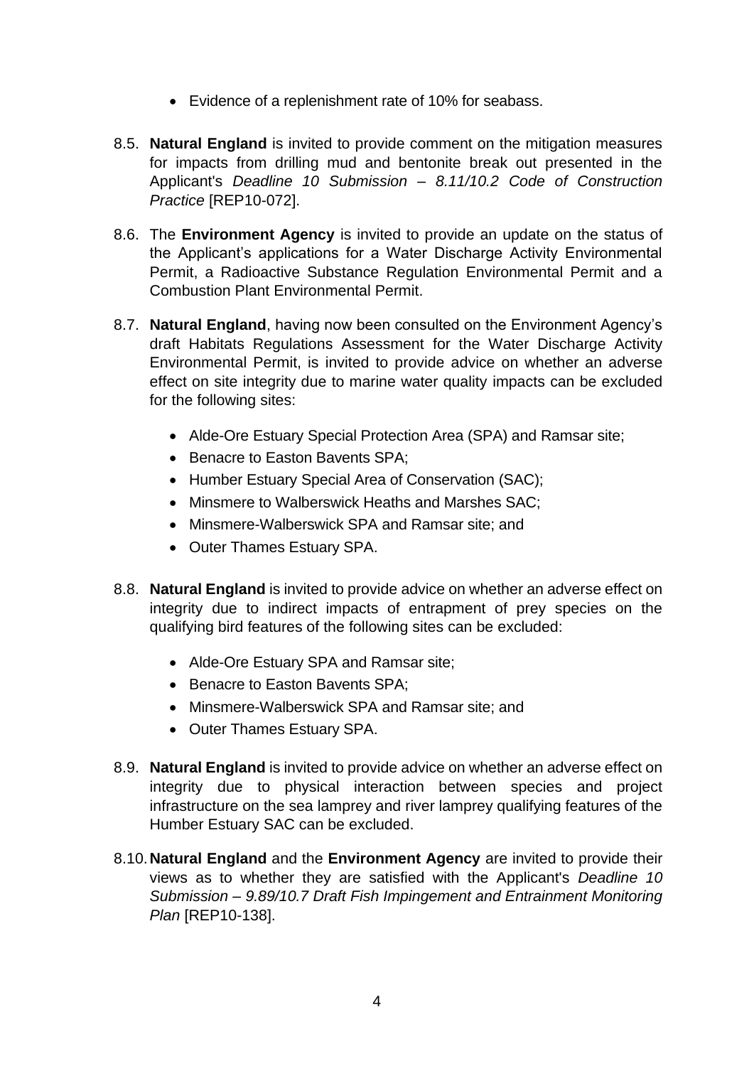- Evidence of a replenishment rate of 10% for seabass.

8.5. **Natural England** is invited to provide comment on the mitigation measures for impacts from drilling mud and bentonite break out presented in the Applicant's *Deadline 10 Submission – 8.11/10.2 Code of Construction Practice* [REP10-072].

8.6. The **Environment Agency** is invited to provide an update on the status of the Applicant's applications for a Water Discharge Activity Environmental Permit, a Radioactive Substance Regulation Environmental Permit and a Combustion Plant Environmental Permit.

8.7. **Natural England**, having now been consulted on the Environment Agency's draft Habitats Regulations Assessment for the Water Discharge Activity Environmental Permit, is invited to provide advice on whether an adverse effect on site integrity due to marine water quality impacts can be excluded for the following sites:

- Alde-Ore Estuary Special Protection Area (SPA) and Ramsar site;
- Benacre to Easton Bavents SPA;
- Humber Estuary Special Area of Conservation (SAC);
- Minsmere to Walberswick Heaths and Marshes SAC;
- Minsmere-Walberswick SPA and Ramsar site; and
- Outer Thames Estuary SPA.

8.8. **Natural England** is invited to provide advice on whether an adverse effect on integrity due to indirect impacts of entrapment of prey species on the qualifying bird features of the following sites can be excluded:

- Alde-Ore Estuary SPA and Ramsar site;
- Benacre to Easton Bavents SPA;
- Minsmere-Walberswick SPA and Ramsar site; and
- Outer Thames Estuary SPA.

8.9. **Natural England** is invited to provide advice on whether an adverse effect on integrity due to physical interaction between species and project infrastructure on the sea lamprey and river lamprey qualifying features of the Humber Estuary SAC can be excluded.

8.10. **Natural England** and the **Environment Agency** are invited to provide their views as to whether they are satisfied with the Applicant's *Deadline 10 Submission – 9.89/10.7 Draft Fish Impingement and Entrainment Monitoring Plan* [REP10-138].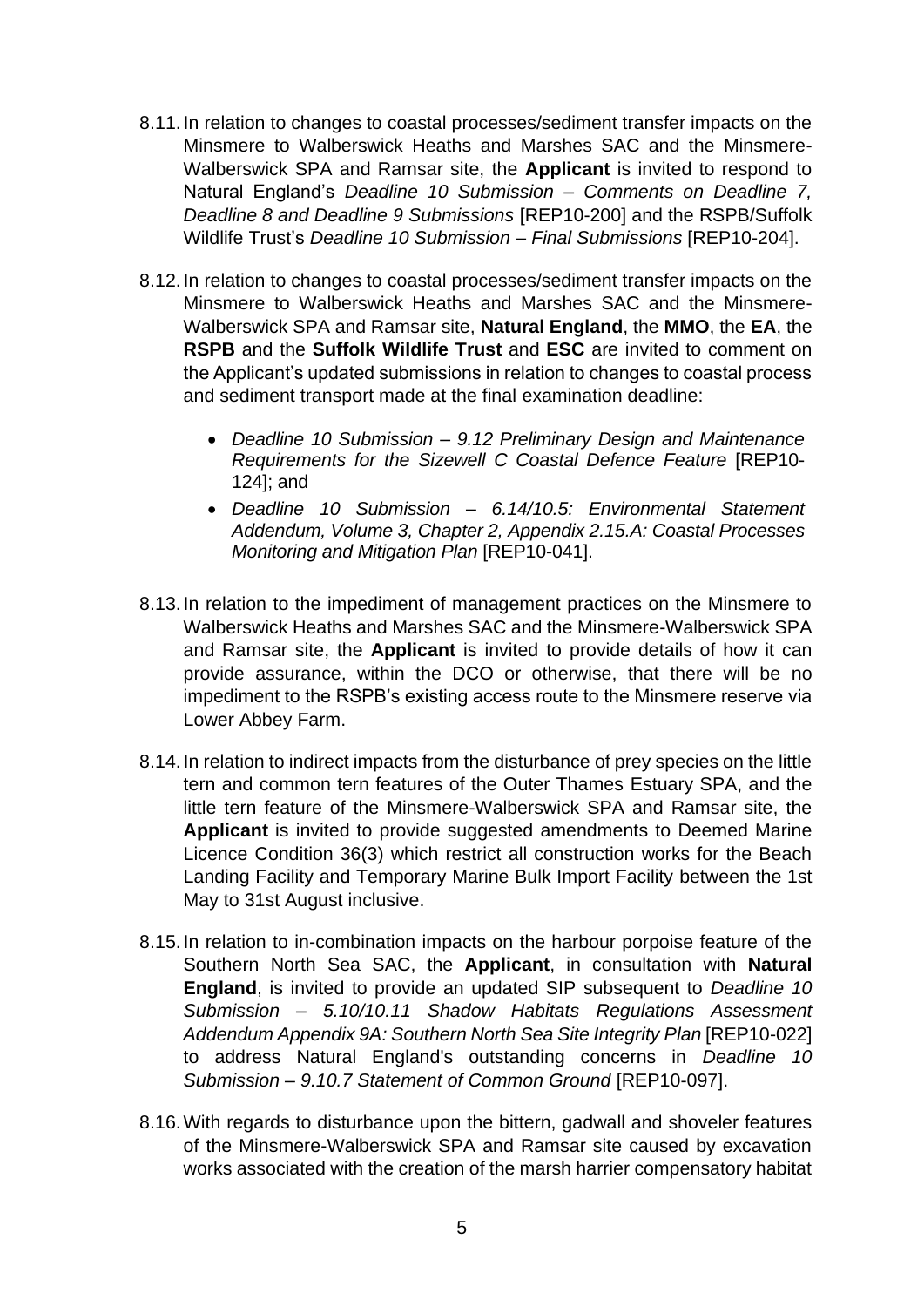8.11. In relation to changes to coastal processes/sediment transfer impacts on the Minsmere to Walberswick Heaths and Marshes SAC and the Minsmere-Walberswick SPA and Ramsar site, the **Applicant** is invited to respond to Natural England's *Deadline 10 Submission – Comments on Deadline 7, Deadline 8 and Deadline 9 Submissions* [REP10-200] and the RSPB/Suffolk Wildlife Trust's *Deadline 10 Submission – Final Submissions* [REP10-204].

8.12. In relation to changes to coastal processes/sediment transfer impacts on the Minsmere to Walberswick Heaths and Marshes SAC and the Minsmere-Walberswick SPA and Ramsar site, **Natural England**, the **MMO**, the **EA**, the **RSPB** and the **Suffolk Wildlife Trust** and **ESC** are invited to comment on the Applicant's updated submissions in relation to changes to coastal process and sediment transport made at the final examination deadline:

- *Deadline 10 Submission – 9.12 Preliminary Design and Maintenance Requirements for the Sizewell C Coastal Defence Feature* [REP10-124]; and
- *Deadline 10 Submission – 6.14/10.5: Environmental Statement Addendum, Volume 3, Chapter 2, Appendix 2.15.A: Coastal Processes Monitoring and Mitigation Plan* [REP10-041].

8.13. In relation to the impediment of management practices on the Minsmere to Walberswick Heaths and Marshes SAC and the Minsmere-Walberswick SPA and Ramsar site, the **Applicant** is invited to provide details of how it can provide assurance, within the DCO or otherwise, that there will be no impediment to the RSPB's existing access route to the Minsmere reserve via Lower Abbey Farm.

8.14. In relation to indirect impacts from the disturbance of prey species on the little tern and common tern features of the Outer Thames Estuary SPA, and the little tern feature of the Minsmere-Walberswick SPA and Ramsar site, the **Applicant** is invited to provide suggested amendments to Deemed Marine Licence Condition 36(3) which restrict all construction works for the Beach Landing Facility and Temporary Marine Bulk Import Facility between the 1st May to 31st August inclusive.

8.15. In relation to in-combination impacts on the harbour porpoise feature of the Southern North Sea SAC, the **Applicant**, in consultation with **Natural England**, is invited to provide an updated SIP subsequent to *Deadline 10 Submission – 5.10/10.11 Shadow Habitats Regulations Assessment Addendum Appendix 9A: Southern North Sea Site Integrity Plan* [REP10-022] to address Natural England's outstanding concerns in *Deadline 10 Submission – 9.10.7 Statement of Common Ground* [REP10-097].

8.16. With regards to disturbance upon the bittern, gadwall and shoveler features of the Minsmere-Walberswick SPA and Ramsar site caused by excavation works associated with the creation of the marsh harrier compensatory habitat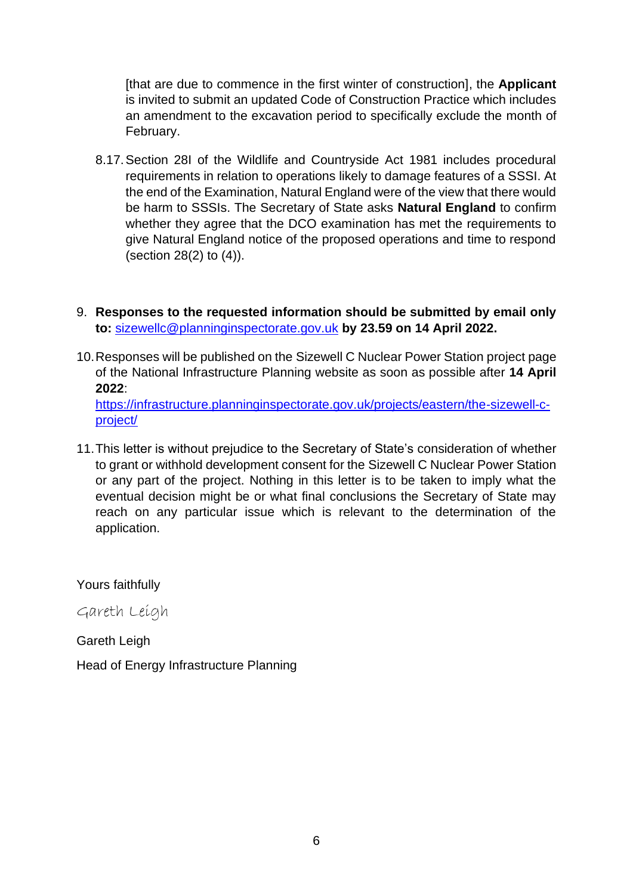[that are due to commence in the first winter of construction], the **Applicant** is invited to submit an updated Code of Construction Practice which includes an amendment to the excavation period to specifically exclude the month of February.

8.17. Section 28I of the Wildlife and Countryside Act 1981 includes procedural requirements in relation to operations likely to damage features of a SSSI. At the end of the Examination, Natural England were of the view that there would be harm to SSSIs. The Secretary of State asks **Natural England** to confirm whether they agree that the DCO examination has met the requirements to give Natural England notice of the proposed operations and time to respond (section 28(2) to (4)).

9. **Responses to the requested information should be submitted by email only to:** sizewellc@planninginspectorate.gov.uk **by 23.59 on 14 April 2022.**

10. Responses will be published on the Sizewell C Nuclear Power Station project page of the National Infrastructure Planning website as soon as possible after **14 April 2022**:
https://infrastructure.planninginspectorate.gov.uk/projects/eastern/the-sizewell-c-project/

11. This letter is without prejudice to the Secretary of State's consideration of whether to grant or withhold development consent for the Sizewell C Nuclear Power Station or any part of the project. Nothing in this letter is to be taken to imply what the eventual decision might be or what final conclusions the Secretary of State may reach on any particular issue which is relevant to the determination of the application.

Yours faithfully

*Gareth Leigh*

Gareth Leigh

Head of Energy Infrastructure Planning